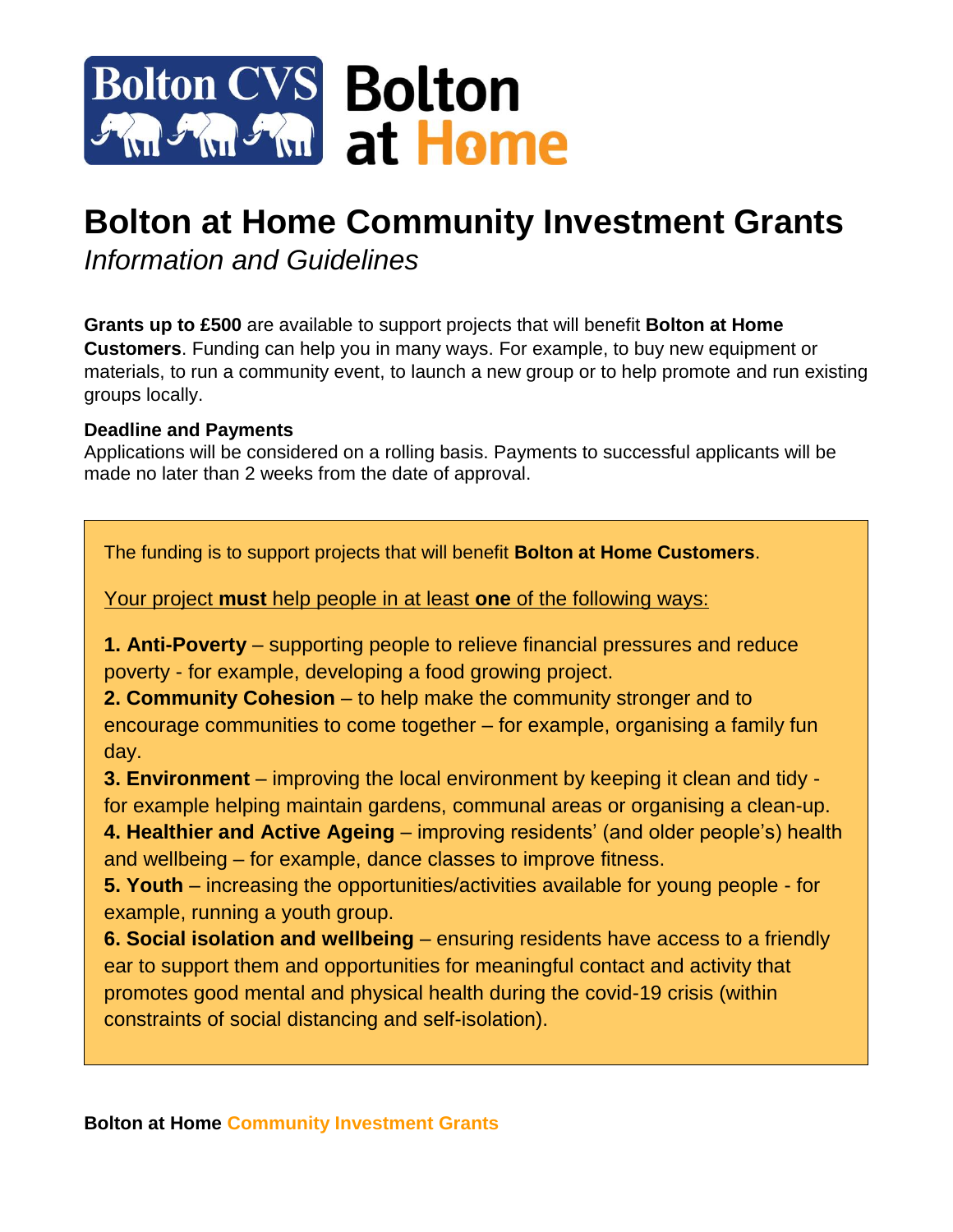# Bolton at Home Community Investment Grants

*Information and Guidelines*

**Grants up to £500** are available to support projects that will benefit **Bolton at Home Customers**. Funding can help you in many ways. For example, to buy new equipment or materials, to run a community event, to launch a new group or to help promote and run existing groups locally.

**Deadline and Payments**

Applications will be considered on a rolling basis. Payments to successful applicants will be made no later than 2 weeks from the date of approval.

The funding is to support projects that will benefit **Bolton at Home Customers**.

<u>Your project **must** help people in at least **one** of the following ways:</u>

**1. Anti-Poverty** – supporting people to relieve financial pressures and reduce poverty - for example, developing a food growing project.

**2. Community Cohesion** – to help make the community stronger and to encourage communities to come together – for example, organising a family fun day.

**3. Environment** – improving the local environment by keeping it clean and tidy - for example helping maintain gardens, communal areas or organising a clean-up.

**4. Healthier and Active Ageing** – improving residents' (and older people's) health and wellbeing – for example, dance classes to improve fitness.

**5. Youth** – increasing the opportunities/activities available for young people - for example, running a youth group.

**6. Social isolation and wellbeing** – ensuring residents have access to a friendly ear to support them and opportunities for meaningful contact and activity that promotes good mental and physical health during the covid-19 crisis (within constraints of social distancing and self-isolation).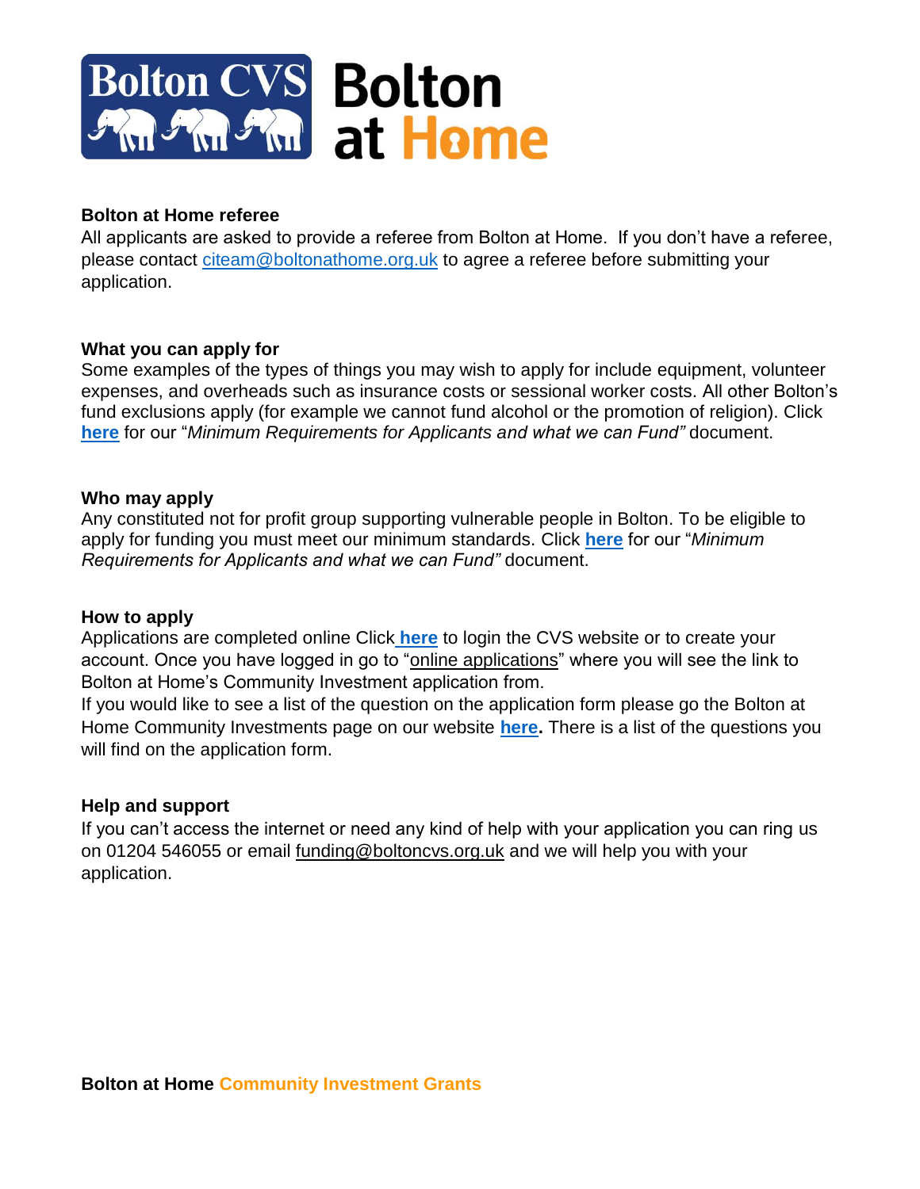### Bolton at Home referee

All applicants are asked to provide a referee from Bolton at Home. If you don't have a referee, please contact citeam@boltonathome.org.uk to agree a referee before submitting your application.

### What you can apply for

Some examples of the types of things you may wish to apply for include equipment, volunteer expenses, and overheads such as insurance costs or sessional worker costs. All other Bolton's fund exclusions apply (for example we cannot fund alcohol or the promotion of religion). Click **here** for our "*Minimum Requirements for Applicants and what we can Fund"* document.

### Who may apply

Any constituted not for profit group supporting vulnerable people in Bolton. To be eligible to apply for funding you must meet our minimum standards. Click **here** for our "*Minimum Requirements for Applicants and what we can Fund"* document.

### How to apply

Applications are completed online Click **here** to login the CVS website or to create your account. Once you have logged in go to "online applications" where you will see the link to Bolton at Home's Community Investment application from.

If you would like to see a list of the question on the application form please go the Bolton at Home Community Investments page on our website **here**. There is a list of the questions you will find on the application form.

### Help and support

If you can't access the internet or need any kind of help with your application you can ring us on 01204 546055 or email funding@boltoncvs.org.uk and we will help you with your application.